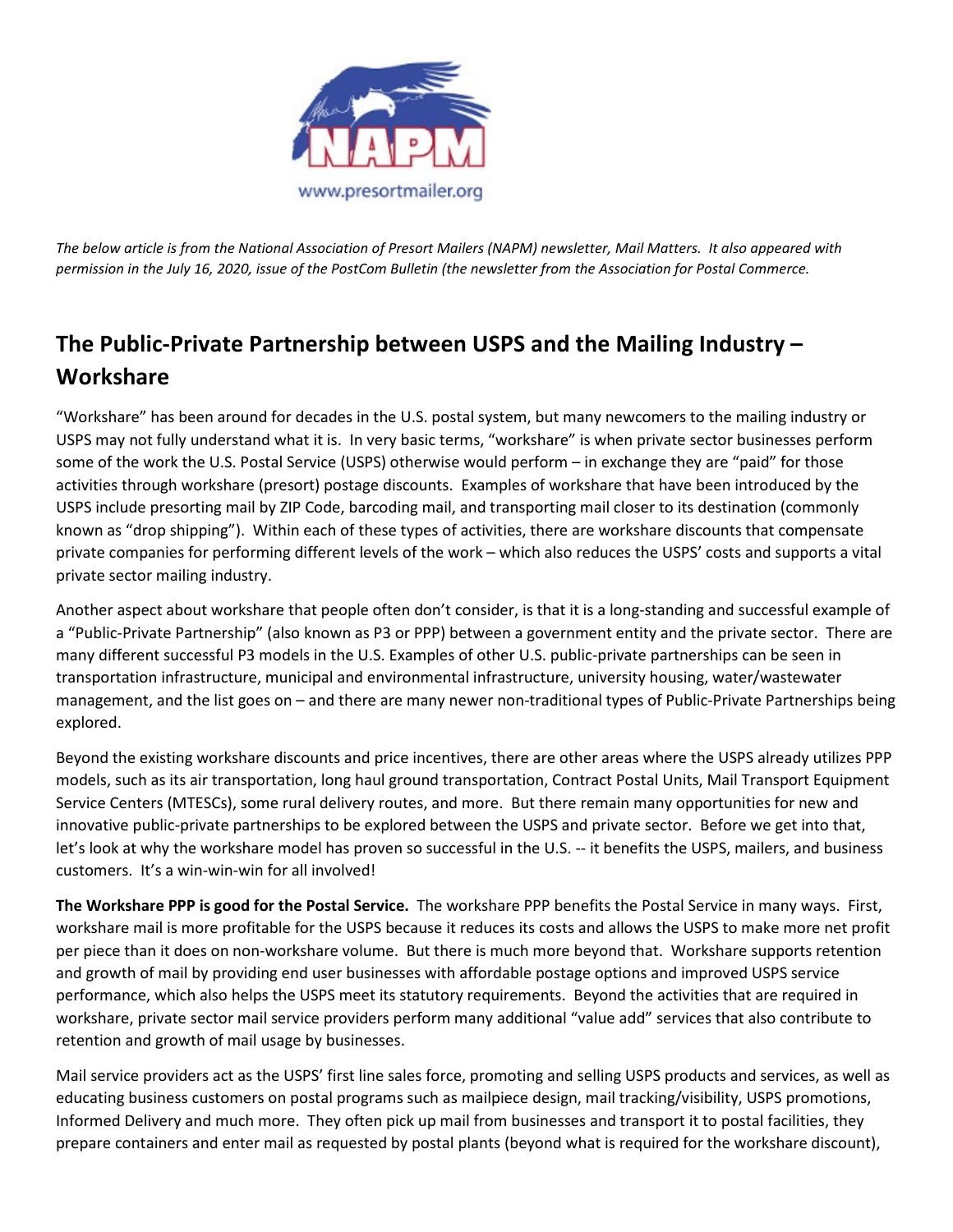*The below article is from the National Association of Presort Mailers (NAPM) newsletter, Mail Matters. It also appeared with permission in the July 16, 2020, issue of the PostCom Bulletin (the newsletter from the Association for Postal Commerce.*

## The Public-Private Partnership between USPS and the Mailing Industry – Workshare

"Workshare" has been around for decades in the U.S. postal system, but many newcomers to the mailing industry or USPS may not fully understand what it is. In very basic terms, "workshare" is when private sector businesses perform some of the work the U.S. Postal Service (USPS) otherwise would perform – in exchange they are "paid" for those activities through workshare (presort) postage discounts. Examples of workshare that have been introduced by the USPS include presorting mail by ZIP Code, barcoding mail, and transporting mail closer to its destination (commonly known as "drop shipping"). Within each of these types of activities, there are workshare discounts that compensate private companies for performing different levels of the work – which also reduces the USPS' costs and supports a vital private sector mailing industry.

Another aspect about workshare that people often don't consider, is that it is a long-standing and successful example of a "Public-Private Partnership" (also known as P3 or PPP) between a government entity and the private sector. There are many different successful P3 models in the U.S. Examples of other U.S. public-private partnerships can be seen in transportation infrastructure, municipal and environmental infrastructure, university housing, water/wastewater management, and the list goes on – and there are many newer non-traditional types of Public-Private Partnerships being explored.

Beyond the existing workshare discounts and price incentives, there are other areas where the USPS already utilizes PPP models, such as its air transportation, long haul ground transportation, Contract Postal Units, Mail Transport Equipment Service Centers (MTESCs), some rural delivery routes, and more. But there remain many opportunities for new and innovative public-private partnerships to be explored between the USPS and private sector. Before we get into that, let's look at why the workshare model has proven so successful in the U.S. -- it benefits the USPS, mailers, and business customers. It's a win-win-win for all involved!

**The Workshare PPP is good for the Postal Service.** The workshare PPP benefits the Postal Service in many ways. First, workshare mail is more profitable for the USPS because it reduces its costs and allows the USPS to make more net profit per piece than it does on non-workshare volume. But there is much more beyond that. Workshare supports retention and growth of mail by providing end user businesses with affordable postage options and improved USPS service performance, which also helps the USPS meet its statutory requirements. Beyond the activities that are required in workshare, private sector mail service providers perform many additional "value add" services that also contribute to retention and growth of mail usage by businesses.

Mail service providers act as the USPS' first line sales force, promoting and selling USPS products and services, as well as educating business customers on postal programs such as mailpiece design, mail tracking/visibility, USPS promotions, Informed Delivery and much more. They often pick up mail from businesses and transport it to postal facilities, they prepare containers and enter mail as requested by postal plants (beyond what is required for the workshare discount),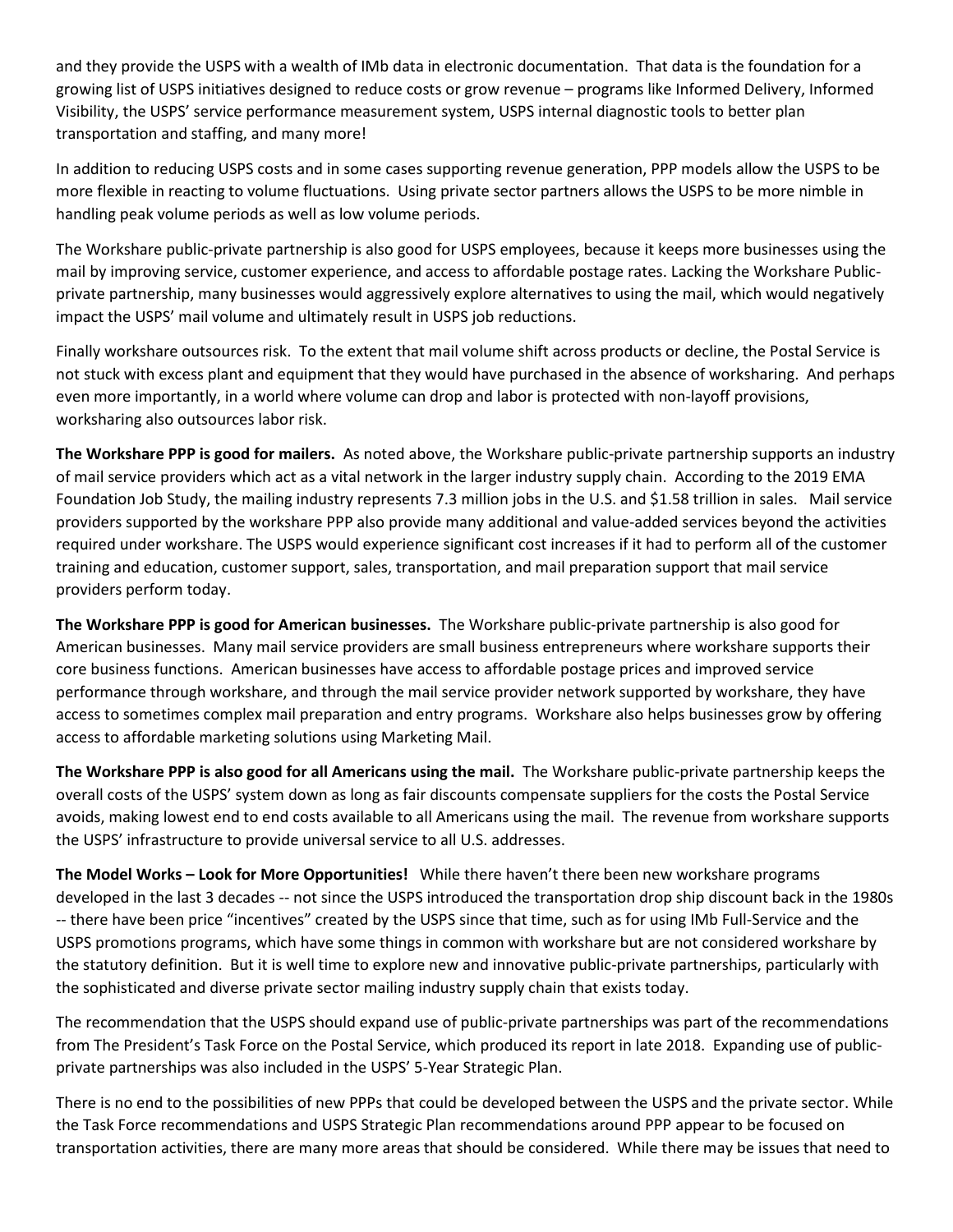and they provide the USPS with a wealth of IMb data in electronic documentation. That data is the foundation for a growing list of USPS initiatives designed to reduce costs or grow revenue – programs like Informed Delivery, Informed Visibility, the USPS' service performance measurement system, USPS internal diagnostic tools to better plan transportation and staffing, and many more!

In addition to reducing USPS costs and in some cases supporting revenue generation, PPP models allow the USPS to be more flexible in reacting to volume fluctuations. Using private sector partners allows the USPS to be more nimble in handling peak volume periods as well as low volume periods.

The Workshare public-private partnership is also good for USPS employees, because it keeps more businesses using the mail by improving service, customer experience, and access to affordable postage rates. Lacking the Workshare Public-private partnership, many businesses would aggressively explore alternatives to using the mail, which would negatively impact the USPS' mail volume and ultimately result in USPS job reductions.

Finally workshare outsources risk. To the extent that mail volume shift across products or decline, the Postal Service is not stuck with excess plant and equipment that they would have purchased in the absence of worksharing. And perhaps even more importantly, in a world where volume can drop and labor is protected with non-layoff provisions, worksharing also outsources labor risk.

**The Workshare PPP is good for mailers.** As noted above, the Workshare public-private partnership supports an industry of mail service providers which act as a vital network in the larger industry supply chain. According to the 2019 EMA Foundation Job Study, the mailing industry represents 7.3 million jobs in the U.S. and $1.58 trillion in sales. Mail service providers supported by the workshare PPP also provide many additional and value-added services beyond the activities required under workshare. The USPS would experience significant cost increases if it had to perform all of the customer training and education, customer support, sales, transportation, and mail preparation support that mail service providers perform today.

**The Workshare PPP is good for American businesses.** The Workshare public-private partnership is also good for American businesses. Many mail service providers are small business entrepreneurs where workshare supports their core business functions. American businesses have access to affordable postage prices and improved service performance through workshare, and through the mail service provider network supported by workshare, they have access to sometimes complex mail preparation and entry programs. Workshare also helps businesses grow by offering access to affordable marketing solutions using Marketing Mail.

**The Workshare PPP is also good for all Americans using the mail.** The Workshare public-private partnership keeps the overall costs of the USPS' system down as long as fair discounts compensate suppliers for the costs the Postal Service avoids, making lowest end to end costs available to all Americans using the mail. The revenue from workshare supports the USPS' infrastructure to provide universal service to all U.S. addresses.

**The Model Works – Look for More Opportunities!** While there haven't there been new workshare programs developed in the last 3 decades -- not since the USPS introduced the transportation drop ship discount back in the 1980s -- there have been price "incentives" created by the USPS since that time, such as for using IMb Full-Service and the USPS promotions programs, which have some things in common with workshare but are not considered workshare by the statutory definition. But it is well time to explore new and innovative public-private partnerships, particularly with the sophisticated and diverse private sector mailing industry supply chain that exists today.

The recommendation that the USPS should expand use of public-private partnerships was part of the recommendations from The President's Task Force on the Postal Service, which produced its report in late 2018. Expanding use of public-private partnerships was also included in the USPS' 5-Year Strategic Plan.

There is no end to the possibilities of new PPPs that could be developed between the USPS and the private sector. While the Task Force recommendations and USPS Strategic Plan recommendations around PPP appear to be focused on transportation activities, there are many more areas that should be considered. While there may be issues that need to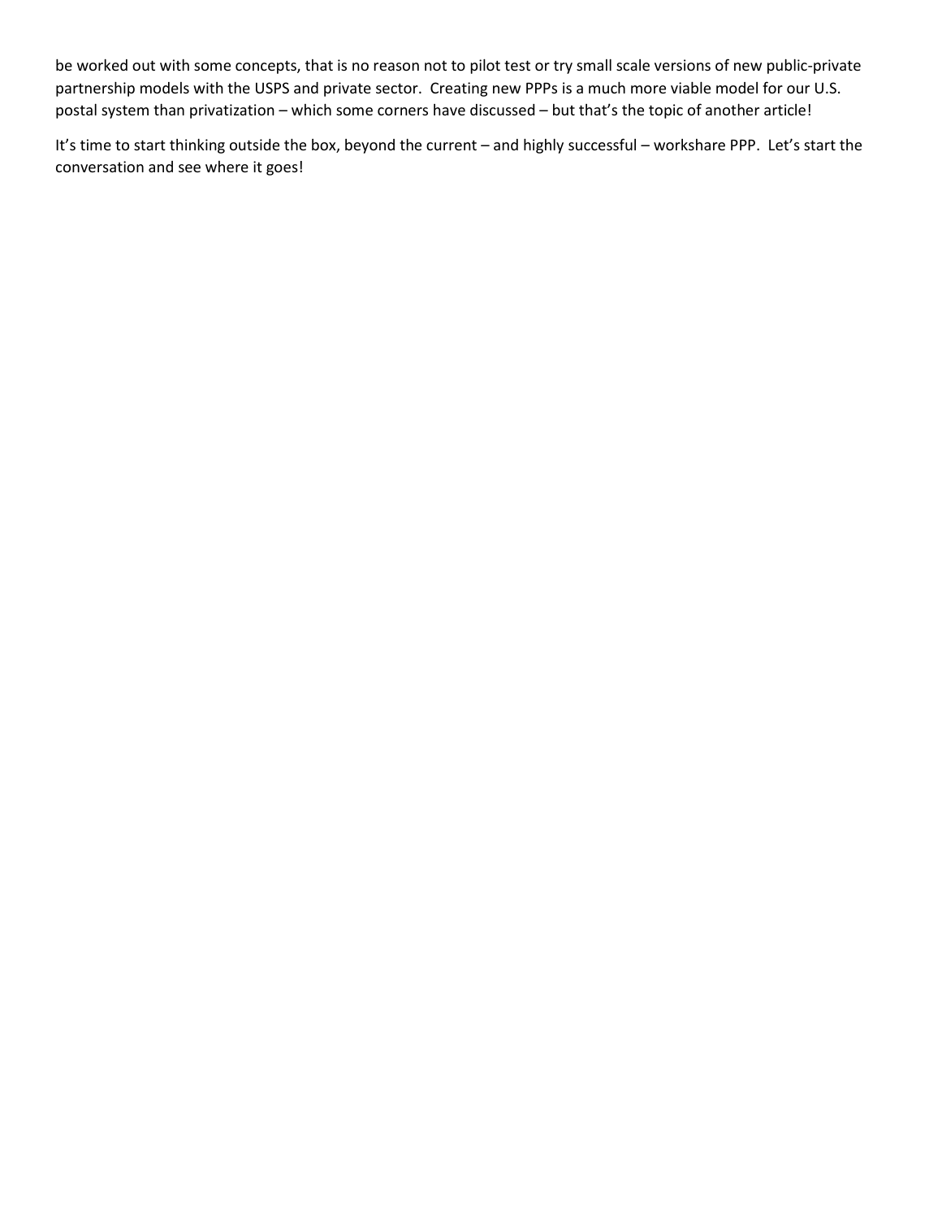be worked out with some concepts, that is no reason not to pilot test or try small scale versions of new public-private partnership models with the USPS and private sector. Creating new PPPs is a much more viable model for our U.S. postal system than privatization – which some corners have discussed – but that's the topic of another article!

It's time to start thinking outside the box, beyond the current – and highly successful – workshare PPP. Let's start the conversation and see where it goes!